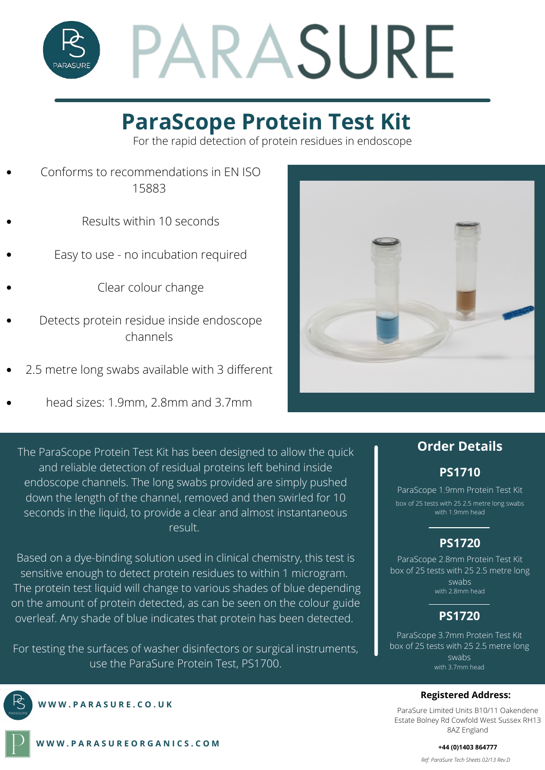# PARASURE

## ParaScope Protein Test Kit

For the rapid detection of protein residues in endoscope

- Conforms to recommendations in EN ISO 15883
- Results within 10 seconds
- Easy to use - no incubation required
- Clear colour change
- Detects protein residue inside endoscope channels
- 2.5 metre long swabs available with 3 different
- head sizes: 1.9mm, 2.8mm and 3.7mm

The ParaScope Protein Test Kit has been designed to allow the quick and reliable detection of residual proteins left behind inside endoscope channels. The long swabs provided are simply pushed down the length of the channel, removed and then swirled for 10 seconds in the liquid, to provide a clear and almost instantaneous result.

Based on a dye-binding solution used in clinical chemistry, this test is sensitive enough to detect protein residues to within 1 microgram. The protein test liquid will change to various shades of blue depending on the amount of protein detected, as can be seen on the colour guide overleaf. Any shade of blue indicates that protein has been detected.

For testing the surfaces of washer disinfectors or surgical instruments, use the ParaSure Protein Test, PS1700.

## Order Details

### PS1710

ParaScope 1.9mm Protein Test Kit

box of 25 tests with 25 2.5 metre long swabs with 1.9mm head

### PS1720

ParaScope 2.8mm Protein Test Kit

box of 25 tests with 25 2.5 metre long swabs

with 2.8mm head

### PS1720

ParaScope 3.7mm Protein Test Kit

box of 25 tests with 25 2.5 metre long swabs

with 3.7mm head

WWW.PARASURE.CO.UK

WWW.PARASUREORGANICS.COM

**Registered Address:**

ParaSure Limited Units B10/11 Oakendene Estate Bolney Rd Cowfold West Sussex RH13 8AZ England

**+44 (0)1403 864777**

*Ref: ParaSure Tech Sheets 02/13 Rev.D*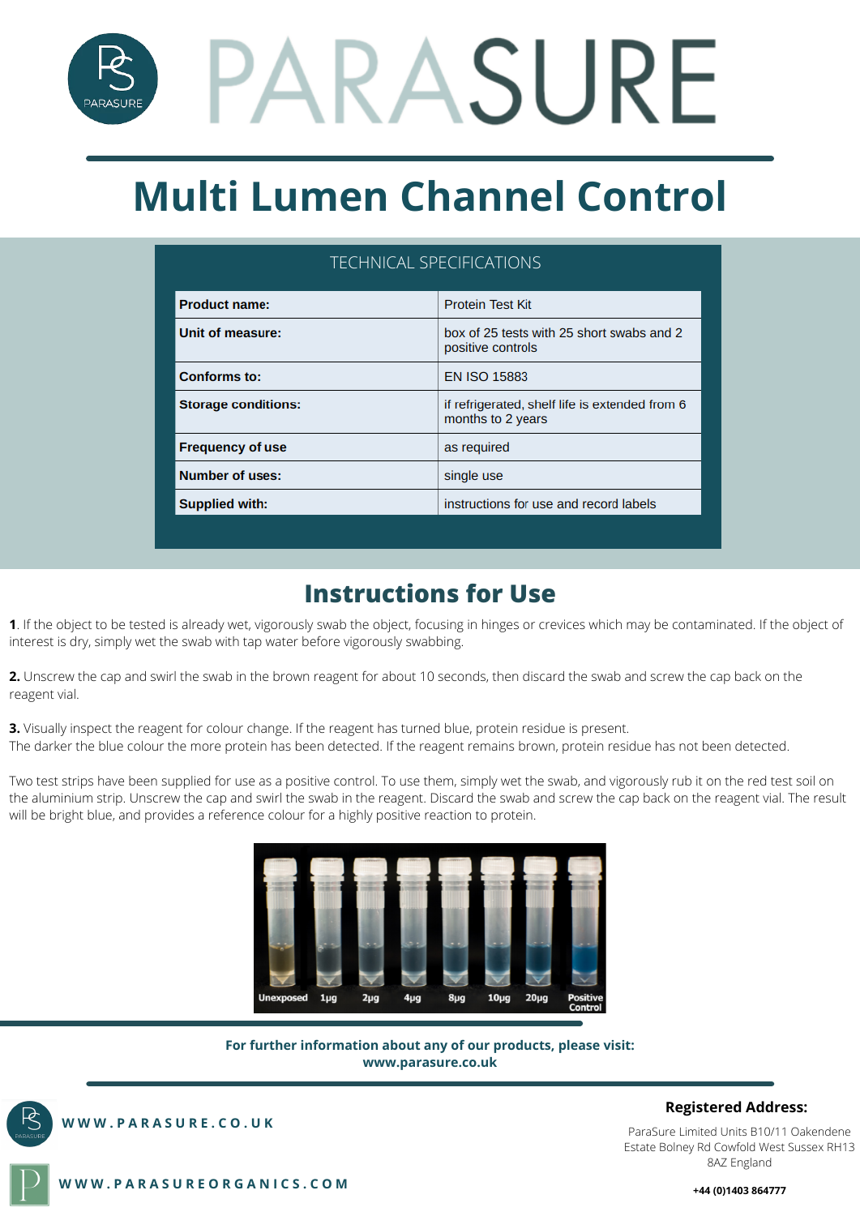# PARASURE

## Multi Lumen Channel Control

TECHNICAL SPECIFICATIONS

| | |
|---|---|
| **Product name:** | Protein Test Kit |
| **Unit of measure:** | box of 25 tests with 25 short swabs and 2 positive controls |
| **Conforms to:** | EN ISO 15883 |
| **Storage conditions:** | if refrigerated, shelf life is extended from 6 months to 2 years |
| **Frequency of use** | as required |
| **Number of uses:** | single use |
| **Supplied with:** | instructions for use and record labels |

## Instructions for Use

**1**. If the object to be tested is already wet, vigorously swab the object, focusing in hinges or crevices which may be contaminated. If the object of interest is dry, simply wet the swab with tap water before vigorously swabbing.

**2.** Unscrew the cap and swirl the swab in the brown reagent for about 10 seconds, then discard the swab and screw the cap back on the reagent vial.

**3.** Visually inspect the reagent for colour change. If the reagent has turned blue, protein residue is present.
The darker the blue colour the more protein has been detected. If the reagent remains brown, protein residue has not been detected.

Two test strips have been supplied for use as a positive control. To use them, simply wet the swab, and vigorously rub it on the red test soil on the aluminium strip. Unscrew the cap and swirl the swab in the reagent. Discard the swab and screw the cap back on the reagent vial. The result will be bright blue, and provides a reference colour for a highly positive reaction to protein.

Unexposed 1µg 2µg 4µg 8µg 10µg 20µg Positive Control

**For further information about any of our products, please visit:**
**www.parasure.co.uk**

**WWW.PARASURE.CO.UK**

**WWW.PARASUREORGANICS.COM**

**Registered Address:**

ParaSure Limited Units B10/11 Oakendene Estate Bolney Rd Cowfold West Sussex RH13 8AZ England

**+44 (0)1403 864777**